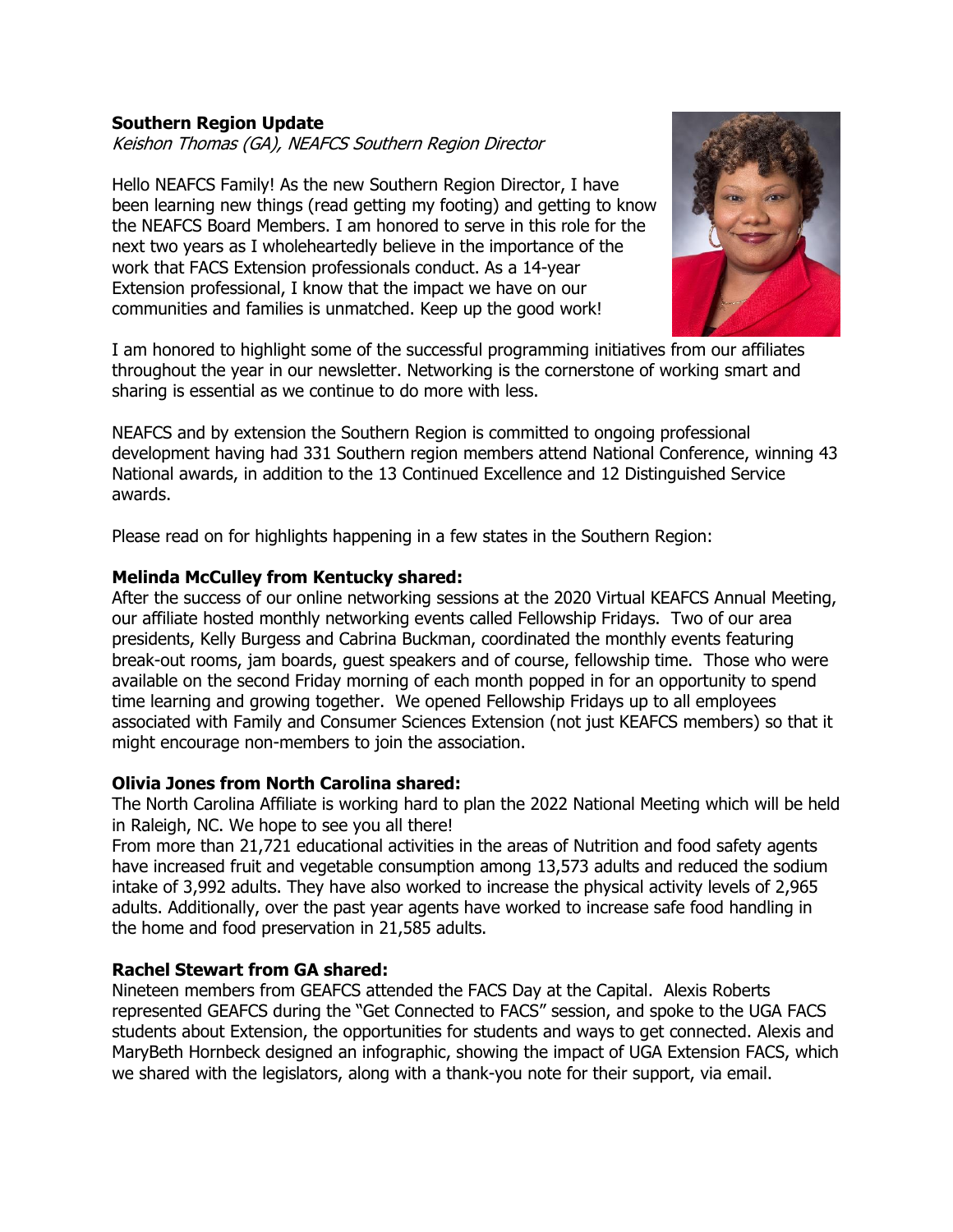**Southern Region Update**

*Keishon Thomas (GA), NEAFCS Southern Region Director*

Hello NEAFCS Family! As the new Southern Region Director, I have been learning new things (read getting my footing) and getting to know the NEAFCS Board Members. I am honored to serve in this role for the next two years as I wholeheartedly believe in the importance of the work that FACS Extension professionals conduct. As a 14-year Extension professional, I know that the impact we have on our communities and families is unmatched. Keep up the good work!

I am honored to highlight some of the successful programming initiatives from our affiliates throughout the year in our newsletter. Networking is the cornerstone of working smart and sharing is essential as we continue to do more with less.

NEAFCS and by extension the Southern Region is committed to ongoing professional development having had 331 Southern region members attend National Conference, winning 43 National awards, in addition to the 13 Continued Excellence and 12 Distinguished Service awards.

Please read on for highlights happening in a few states in the Southern Region:

**Melinda McCulley from Kentucky shared:**

After the success of our online networking sessions at the 2020 Virtual KEAFCS Annual Meeting, our affiliate hosted monthly networking events called Fellowship Fridays. Two of our area presidents, Kelly Burgess and Cabrina Buckman, coordinated the monthly events featuring break-out rooms, jam boards, guest speakers and of course, fellowship time. Those who were available on the second Friday morning of each month popped in for an opportunity to spend time learning and growing together. We opened Fellowship Fridays up to all employees associated with Family and Consumer Sciences Extension (not just KEAFCS members) so that it might encourage non-members to join the association.

**Olivia Jones from North Carolina shared:**

The North Carolina Affiliate is working hard to plan the 2022 National Meeting which will be held in Raleigh, NC. We hope to see you all there!

From more than 21,721 educational activities in the areas of Nutrition and food safety agents have increased fruit and vegetable consumption among 13,573 adults and reduced the sodium intake of 3,992 adults. They have also worked to increase the physical activity levels of 2,965 adults. Additionally, over the past year agents have worked to increase safe food handling in the home and food preservation in 21,585 adults.

**Rachel Stewart from GA shared:**

Nineteen members from GEAFCS attended the FACS Day at the Capital. Alexis Roberts represented GEAFCS during the "Get Connected to FACS" session, and spoke to the UGA FACS students about Extension, the opportunities for students and ways to get connected. Alexis and MaryBeth Hornbeck designed an infographic, showing the impact of UGA Extension FACS, which we shared with the legislators, along with a thank-you note for their support, via email.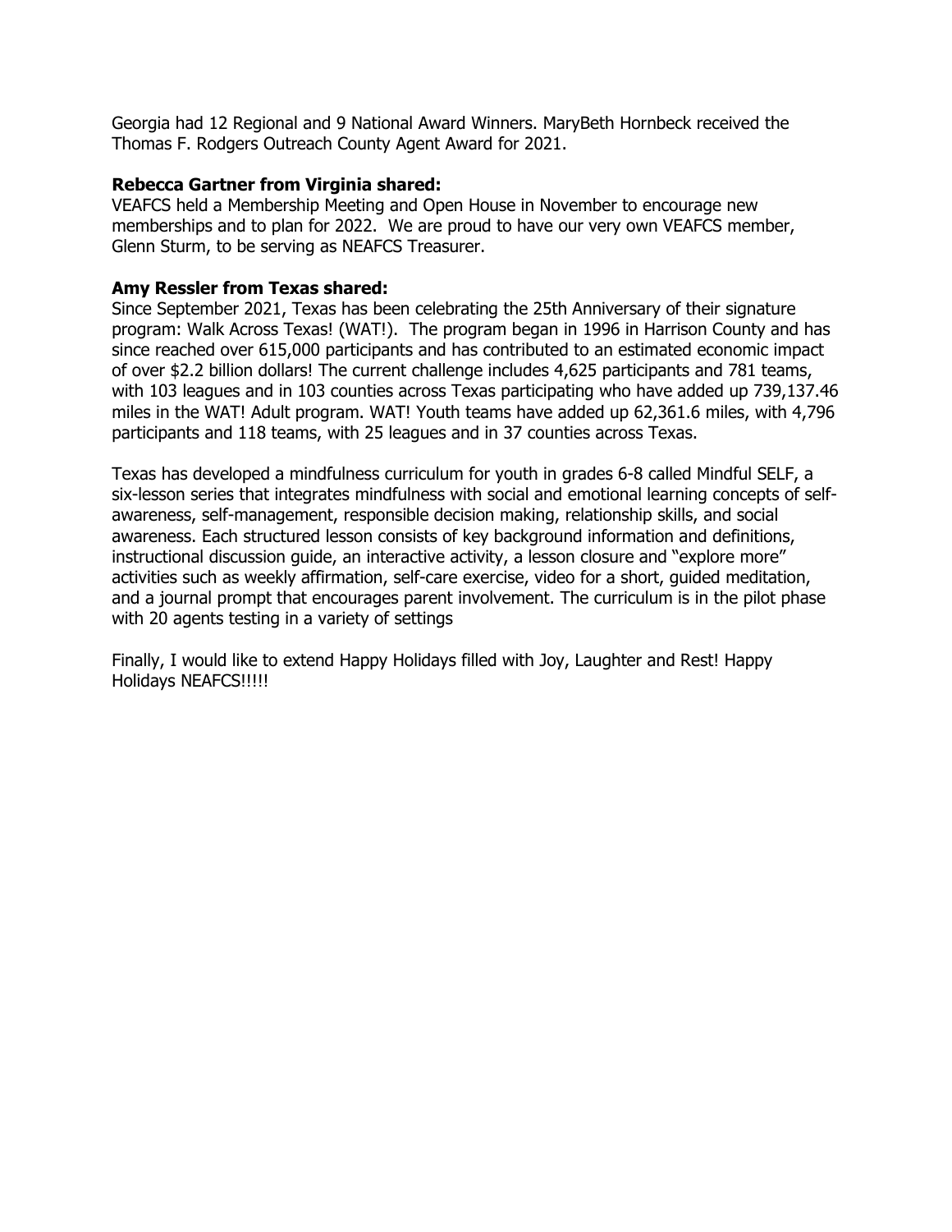Georgia had 12 Regional and 9 National Award Winners. MaryBeth Hornbeck received the Thomas F. Rodgers Outreach County Agent Award for 2021.

**Rebecca Gartner from Virginia shared:**
VEAFCS held a Membership Meeting and Open House in November to encourage new memberships and to plan for 2022. We are proud to have our very own VEAFCS member, Glenn Sturm, to be serving as NEAFCS Treasurer.

**Amy Ressler from Texas shared:**
Since September 2021, Texas has been celebrating the 25th Anniversary of their signature program: Walk Across Texas! (WAT!). The program began in 1996 in Harrison County and has since reached over 615,000 participants and has contributed to an estimated economic impact of over $2.2 billion dollars! The current challenge includes 4,625 participants and 781 teams, with 103 leagues and in 103 counties across Texas participating who have added up 739,137.46 miles in the WAT! Adult program. WAT! Youth teams have added up 62,361.6 miles, with 4,796 participants and 118 teams, with 25 leagues and in 37 counties across Texas.

Texas has developed a mindfulness curriculum for youth in grades 6-8 called Mindful SELF, a six-lesson series that integrates mindfulness with social and emotional learning concepts of self-awareness, self-management, responsible decision making, relationship skills, and social awareness. Each structured lesson consists of key background information and definitions, instructional discussion guide, an interactive activity, a lesson closure and "explore more" activities such as weekly affirmation, self-care exercise, video for a short, guided meditation, and a journal prompt that encourages parent involvement. The curriculum is in the pilot phase with 20 agents testing in a variety of settings

Finally, I would like to extend Happy Holidays filled with Joy, Laughter and Rest! Happy Holidays NEAFCS!!!!!